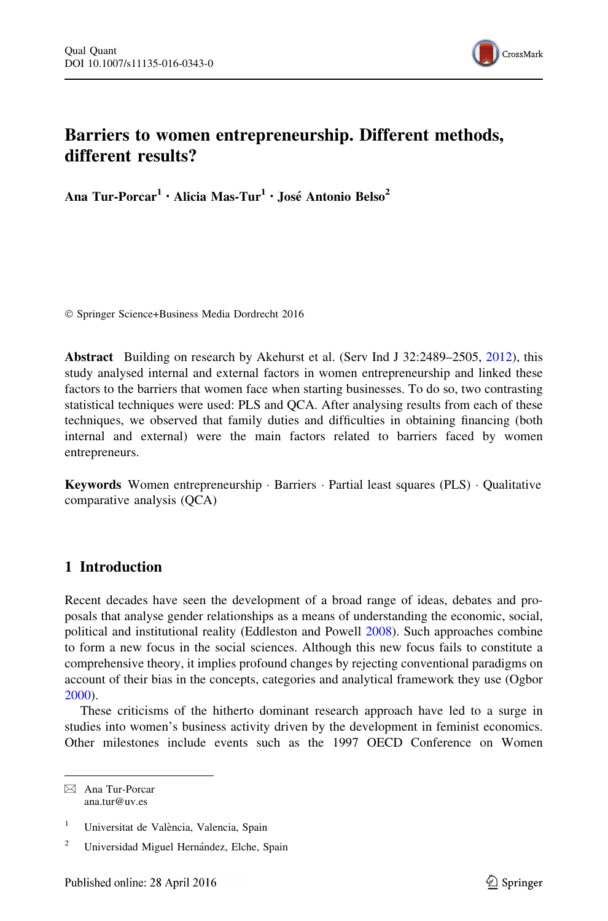# Barriers to women entrepreneurship. Different methods, different results?

**Ana Tur-Porcar[1] · Alicia Mas-Tur[1] · José Antonio Belso[2]**

© Springer Science+Business Media Dordrecht 2016

**Abstract** Building on research by Akehurst et al. (Serv Ind J 32:2489–2505, 2012), this study analysed internal and external factors in women entrepreneurship and linked these factors to the barriers that women face when starting businesses. To do so, two contrasting statistical techniques were used: PLS and QCA. After analysing results from each of these techniques, we observed that family duties and difficulties in obtaining financing (both internal and external) were the main factors related to barriers faced by women entrepreneurs.

**Keywords** Women entrepreneurship · Barriers · Partial least squares (PLS) · Qualitative comparative analysis (QCA)

## 1 Introduction

Recent decades have seen the development of a broad range of ideas, debates and proposals that analyse gender relationships as a means of understanding the economic, social, political and institutional reality (Eddleston and Powell 2008). Such approaches combine to form a new focus in the social sciences. Although this new focus fails to constitute a comprehensive theory, it implies profound changes by rejecting conventional paradigms on account of their bias in the concepts, categories and analytical framework they use (Ogbor 2000).

These criticisms of the hitherto dominant research approach have led to a surge in studies into women's business activity driven by the development in feminist economics. Other milestones include events such as the 1997 OECD Conference on Women

---

✉ Ana Tur-Porcar
ana.tur@uv.es

[1] Universitat de València, Valencia, Spain

[2] Universidad Miguel Hernández, Elche, Spain

Published online: 28 April 2016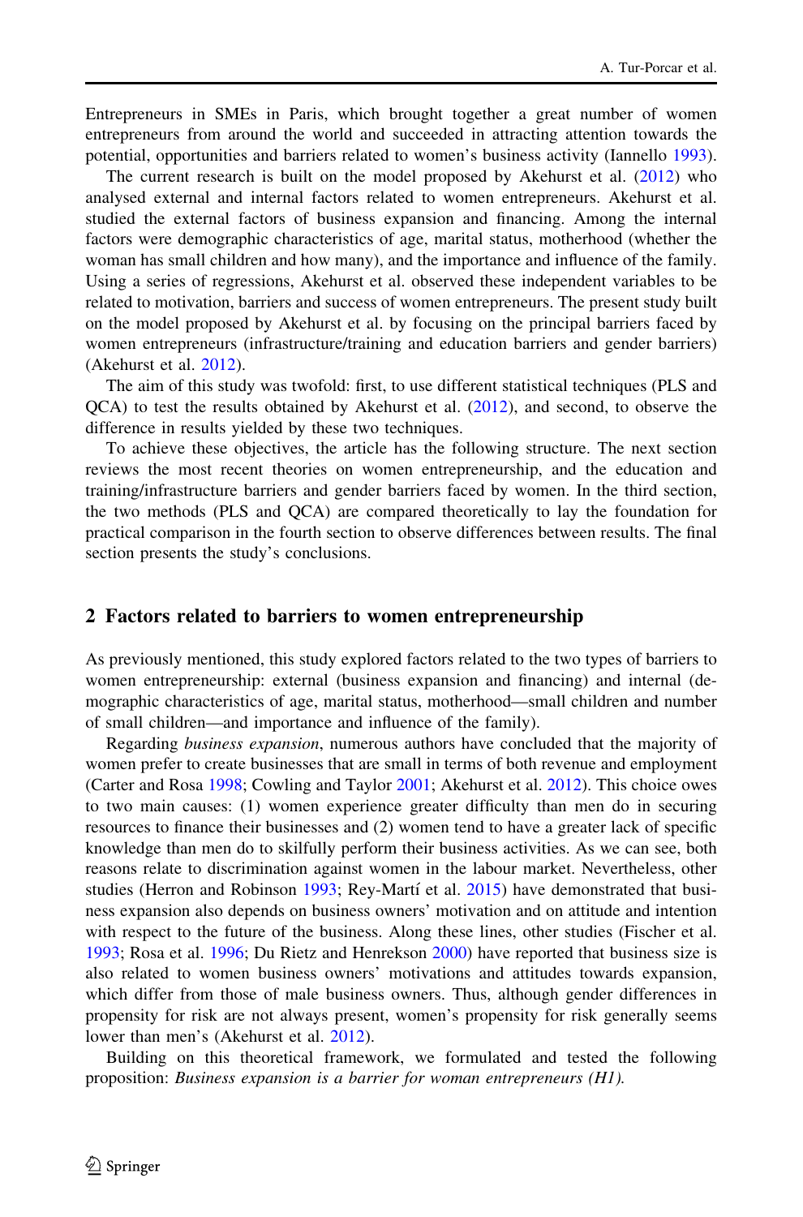Entrepreneurs in SMEs in Paris, which brought together a great number of women entrepreneurs from around the world and succeeded in attracting attention towards the potential, opportunities and barriers related to women's business activity (Iannello 1993).

The current research is built on the model proposed by Akehurst et al. (2012) who analysed external and internal factors related to women entrepreneurs. Akehurst et al. studied the external factors of business expansion and financing. Among the internal factors were demographic characteristics of age, marital status, motherhood (whether the woman has small children and how many), and the importance and influence of the family. Using a series of regressions, Akehurst et al. observed these independent variables to be related to motivation, barriers and success of women entrepreneurs. The present study built on the model proposed by Akehurst et al. by focusing on the principal barriers faced by women entrepreneurs (infrastructure/training and education barriers and gender barriers) (Akehurst et al. 2012).

The aim of this study was twofold: first, to use different statistical techniques (PLS and QCA) to test the results obtained by Akehurst et al. (2012), and second, to observe the difference in results yielded by these two techniques.

To achieve these objectives, the article has the following structure. The next section reviews the most recent theories on women entrepreneurship, and the education and training/infrastructure barriers and gender barriers faced by women. In the third section, the two methods (PLS and QCA) are compared theoretically to lay the foundation for practical comparison in the fourth section to observe differences between results. The final section presents the study's conclusions.

## 2 Factors related to barriers to women entrepreneurship

As previously mentioned, this study explored factors related to the two types of barriers to women entrepreneurship: external (business expansion and financing) and internal (demographic characteristics of age, marital status, motherhood—small children and number of small children—and importance and influence of the family).

Regarding *business expansion*, numerous authors have concluded that the majority of women prefer to create businesses that are small in terms of both revenue and employment (Carter and Rosa 1998; Cowling and Taylor 2001; Akehurst et al. 2012). This choice owes to two main causes: (1) women experience greater difficulty than men do in securing resources to finance their businesses and (2) women tend to have a greater lack of specific knowledge than men do to skilfully perform their business activities. As we can see, both reasons relate to discrimination against women in the labour market. Nevertheless, other studies (Herron and Robinson 1993; Rey-Martí et al. 2015) have demonstrated that business expansion also depends on business owners' motivation and on attitude and intention with respect to the future of the business. Along these lines, other studies (Fischer et al. 1993; Rosa et al. 1996; Du Rietz and Henrekson 2000) have reported that business size is also related to women business owners' motivations and attitudes towards expansion, which differ from those of male business owners. Thus, although gender differences in propensity for risk are not always present, women's propensity for risk generally seems lower than men's (Akehurst et al. 2012).

Building on this theoretical framework, we formulated and tested the following proposition: *Business expansion is a barrier for woman entrepreneurs (H1).*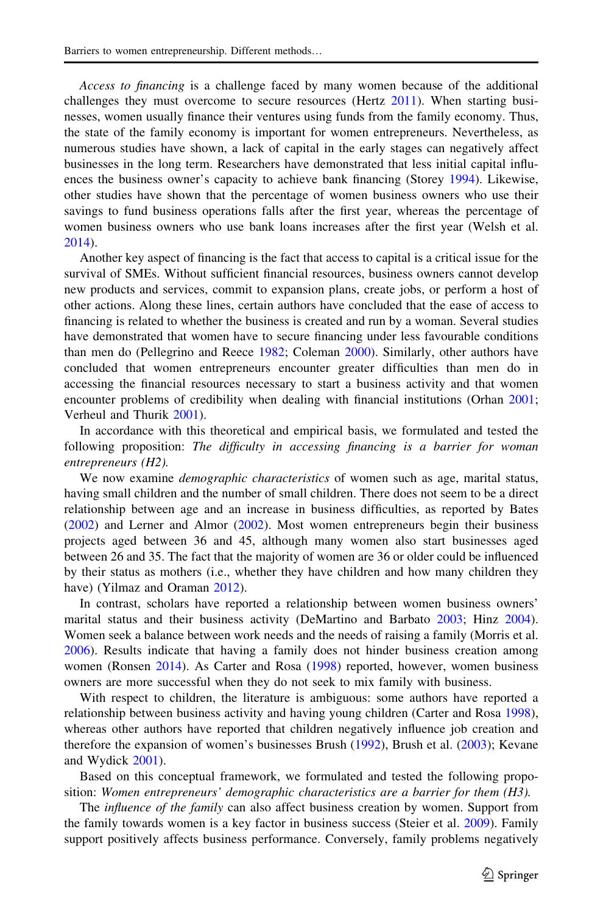*Access to financing* is a challenge faced by many women because of the additional challenges they must overcome to secure resources (Hertz 2011). When starting businesses, women usually finance their ventures using funds from the family economy. Thus, the state of the family economy is important for women entrepreneurs. Nevertheless, as numerous studies have shown, a lack of capital in the early stages can negatively affect businesses in the long term. Researchers have demonstrated that less initial capital influences the business owner's capacity to achieve bank financing (Storey 1994). Likewise, other studies have shown that the percentage of women business owners who use their savings to fund business operations falls after the first year, whereas the percentage of women business owners who use bank loans increases after the first year (Welsh et al. 2014).

Another key aspect of financing is the fact that access to capital is a critical issue for the survival of SMEs. Without sufficient financial resources, business owners cannot develop new products and services, commit to expansion plans, create jobs, or perform a host of other actions. Along these lines, certain authors have concluded that the ease of access to financing is related to whether the business is created and run by a woman. Several studies have demonstrated that women have to secure financing under less favourable conditions than men do (Pellegrino and Reece 1982; Coleman 2000). Similarly, other authors have concluded that women entrepreneurs encounter greater difficulties than men do in accessing the financial resources necessary to start a business activity and that women encounter problems of credibility when dealing with financial institutions (Orhan 2001; Verheul and Thurik 2001).

In accordance with this theoretical and empirical basis, we formulated and tested the following proposition: *The difficulty in accessing financing is a barrier for woman entrepreneurs (H2).*

We now examine *demographic characteristics* of women such as age, marital status, having small children and the number of small children. There does not seem to be a direct relationship between age and an increase in business difficulties, as reported by Bates (2002) and Lerner and Almor (2002). Most women entrepreneurs begin their business projects aged between 36 and 45, although many women also start businesses aged between 26 and 35. The fact that the majority of women are 36 or older could be influenced by their status as mothers (i.e., whether they have children and how many children they have) (Yilmaz and Oraman 2012).

In contrast, scholars have reported a relationship between women business owners' marital status and their business activity (DeMartino and Barbato 2003; Hinz 2004). Women seek a balance between work needs and the needs of raising a family (Morris et al. 2006). Results indicate that having a family does not hinder business creation among women (Ronsen 2014). As Carter and Rosa (1998) reported, however, women business owners are more successful when they do not seek to mix family with business.

With respect to children, the literature is ambiguous: some authors have reported a relationship between business activity and having young children (Carter and Rosa 1998), whereas other authors have reported that children negatively influence job creation and therefore the expansion of women's businesses Brush (1992), Brush et al. (2003); Kevane and Wydick 2001).

Based on this conceptual framework, we formulated and tested the following proposition: *Women entrepreneurs' demographic characteristics are a barrier for them (H3).*

The *influence of the family* can also affect business creation by women. Support from the family towards women is a key factor in business success (Steier et al. 2009). Family support positively affects business performance. Conversely, family problems negatively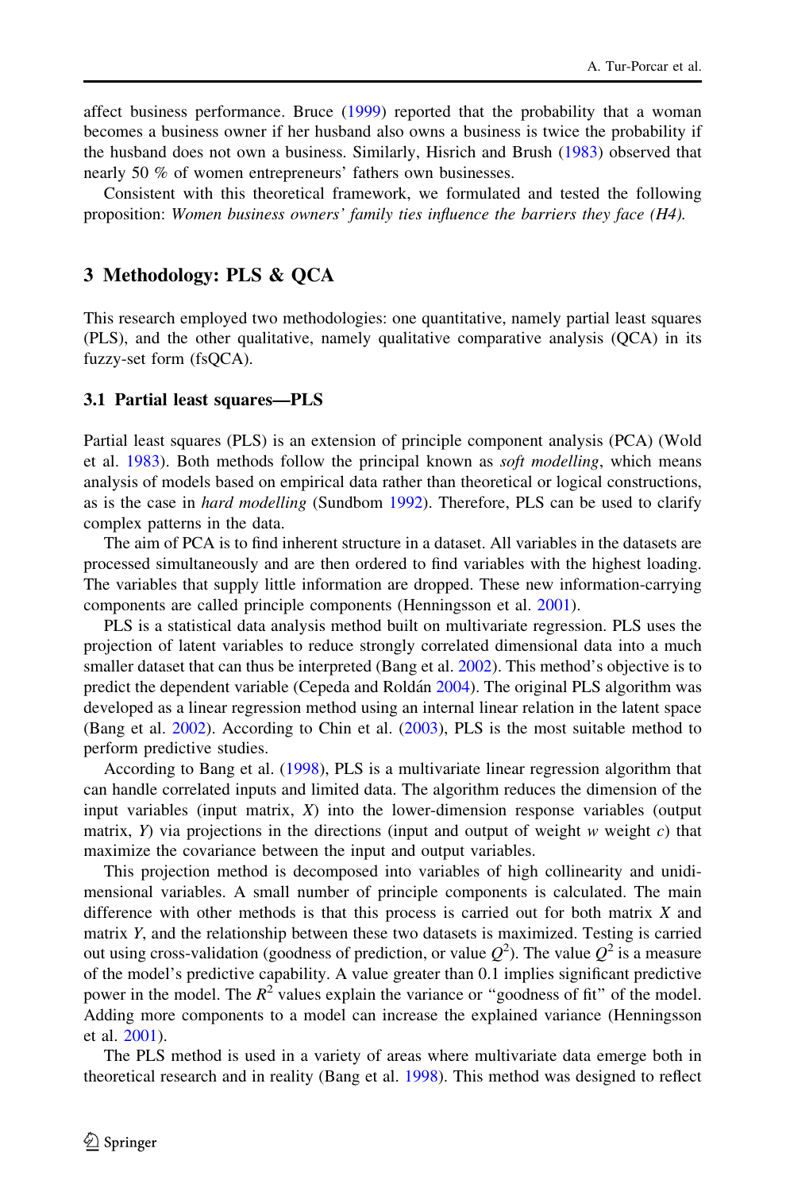affect business performance. Bruce (1999) reported that the probability that a woman becomes a business owner if her husband also owns a business is twice the probability if the husband does not own a business. Similarly, Hisrich and Brush (1983) observed that nearly 50 % of women entrepreneurs' fathers own businesses.

Consistent with this theoretical framework, we formulated and tested the following proposition: *Women business owners' family ties influence the barriers they face (H4).*

## 3 Methodology: PLS & QCA

This research employed two methodologies: one quantitative, namely partial least squares (PLS), and the other qualitative, namely qualitative comparative analysis (QCA) in its fuzzy-set form (fsQCA).

### 3.1 Partial least squares—PLS

Partial least squares (PLS) is an extension of principle component analysis (PCA) (Wold et al. 1983). Both methods follow the principal known as *soft modelling*, which means analysis of models based on empirical data rather than theoretical or logical constructions, as is the case in *hard modelling* (Sundbom 1992). Therefore, PLS can be used to clarify complex patterns in the data.

The aim of PCA is to find inherent structure in a dataset. All variables in the datasets are processed simultaneously and are then ordered to find variables with the highest loading. The variables that supply little information are dropped. These new information-carrying components are called principle components (Henningsson et al. 2001).

PLS is a statistical data analysis method built on multivariate regression. PLS uses the projection of latent variables to reduce strongly correlated dimensional data into a much smaller dataset that can thus be interpreted (Bang et al. 2002). This method's objective is to predict the dependent variable (Cepeda and Roldán 2004). The original PLS algorithm was developed as a linear regression method using an internal linear relation in the latent space (Bang et al. 2002). According to Chin et al. (2003), PLS is the most suitable method to perform predictive studies.

According to Bang et al. (1998), PLS is a multivariate linear regression algorithm that can handle correlated inputs and limited data. The algorithm reduces the dimension of the input variables (input matrix, $X$) into the lower-dimension response variables (output matrix, $Y$) via projections in the directions (input and output of weight $w$ weight $c$) that maximize the covariance between the input and output variables.

This projection method is decomposed into variables of high collinearity and unidimensional variables. A small number of principle components is calculated. The main difference with other methods is that this process is carried out for both matrix $X$ and matrix $Y$, and the relationship between these two datasets is maximized. Testing is carried out using cross-validation (goodness of prediction, or value $Q^2$). The value $Q^2$ is a measure of the model's predictive capability. A value greater than 0.1 implies significant predictive power in the model. The $R^2$ values explain the variance or "goodness of fit" of the model. Adding more components to a model can increase the explained variance (Henningsson et al. 2001).

The PLS method is used in a variety of areas where multivariate data emerge both in theoretical research and in reality (Bang et al. 1998). This method was designed to reflect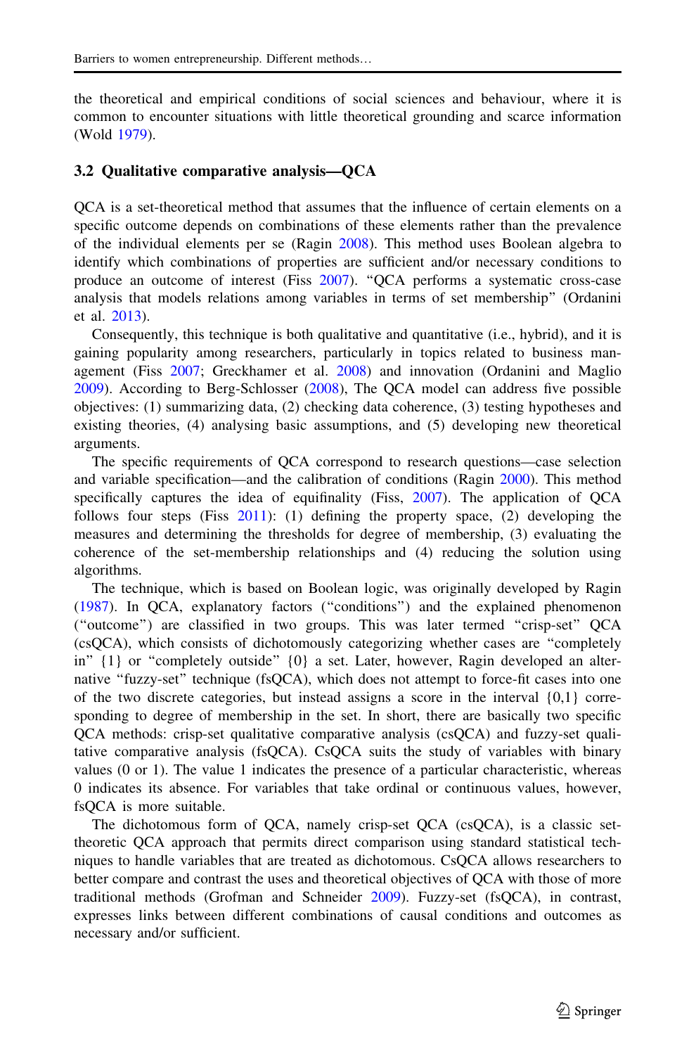the theoretical and empirical conditions of social sciences and behaviour, where it is common to encounter situations with little theoretical grounding and scarce information (Wold 1979).

### 3.2 Qualitative comparative analysis—QCA

QCA is a set-theoretical method that assumes that the influence of certain elements on a specific outcome depends on combinations of these elements rather than the prevalence of the individual elements per se (Ragin 2008). This method uses Boolean algebra to identify which combinations of properties are sufficient and/or necessary conditions to produce an outcome of interest (Fiss 2007). "QCA performs a systematic cross-case analysis that models relations among variables in terms of set membership" (Ordanini et al. 2013).

Consequently, this technique is both qualitative and quantitative (i.e., hybrid), and it is gaining popularity among researchers, particularly in topics related to business management (Fiss 2007; Greckhamer et al. 2008) and innovation (Ordanini and Maglio 2009). According to Berg-Schlosser (2008), The QCA model can address five possible objectives: (1) summarizing data, (2) checking data coherence, (3) testing hypotheses and existing theories, (4) analysing basic assumptions, and (5) developing new theoretical arguments.

The specific requirements of QCA correspond to research questions—case selection and variable specification—and the calibration of conditions (Ragin 2000). This method specifically captures the idea of equifinality (Fiss, 2007). The application of QCA follows four steps (Fiss 2011): (1) defining the property space, (2) developing the measures and determining the thresholds for degree of membership, (3) evaluating the coherence of the set-membership relationships and (4) reducing the solution using algorithms.

The technique, which is based on Boolean logic, was originally developed by Ragin (1987). In QCA, explanatory factors ("conditions") and the explained phenomenon ("outcome") are classified in two groups. This was later termed "crisp-set" QCA (csQCA), which consists of dichotomously categorizing whether cases are "completely in" {1} or "completely outside" {0} a set. Later, however, Ragin developed an alternative "fuzzy-set" technique (fsQCA), which does not attempt to force-fit cases into one of the two discrete categories, but instead assigns a score in the interval {0,1} corresponding to degree of membership in the set. In short, there are basically two specific QCA methods: crisp-set qualitative comparative analysis (csQCA) and fuzzy-set qualitative comparative analysis (fsQCA). CsQCA suits the study of variables with binary values (0 or 1). The value 1 indicates the presence of a particular characteristic, whereas 0 indicates its absence. For variables that take ordinal or continuous values, however, fsQCA is more suitable.

The dichotomous form of QCA, namely crisp-set QCA (csQCA), is a classic set-theoretic QCA approach that permits direct comparison using standard statistical techniques to handle variables that are treated as dichotomous. CsQCA allows researchers to better compare and contrast the uses and theoretical objectives of QCA with those of more traditional methods (Grofman and Schneider 2009). Fuzzy-set (fsQCA), in contrast, expresses links between different combinations of causal conditions and outcomes as necessary and/or sufficient.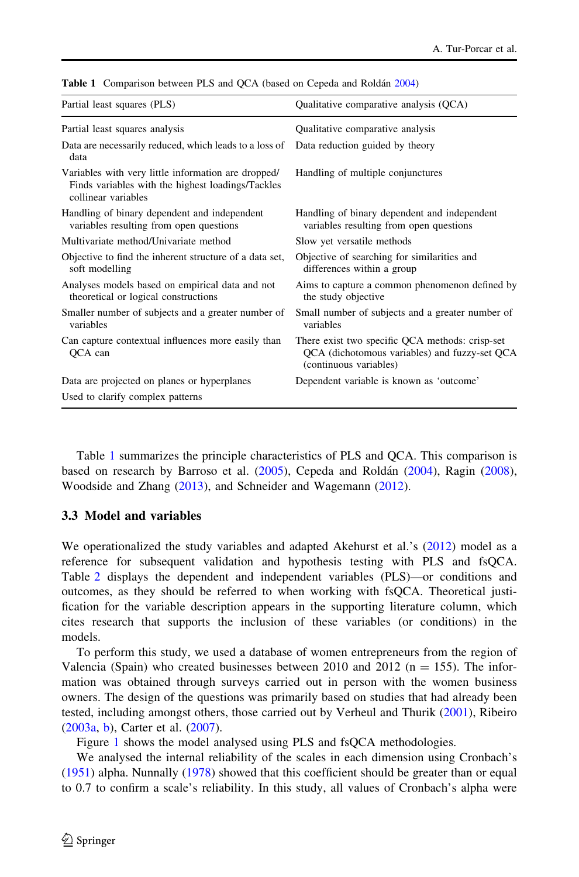**Table 1** Comparison between PLS and QCA (based on Cepeda and Roldán 2004)

| Partial least squares (PLS) | Qualitative comparative analysis (QCA) |
|---|---|
| Partial least squares analysis | Qualitative comparative analysis |
| Data are necessarily reduced, which leads to a loss of data | Data reduction guided by theory |
| Variables with very little information are dropped/ Finds variables with the highest loadings/Tackles collinear variables | Handling of multiple conjunctures |
| Handling of binary dependent and independent variables resulting from open questions | Handling of binary dependent and independent variables resulting from open questions |
| Multivariate method/Univariate method | Slow yet versatile methods |
| Objective to find the inherent structure of a data set, soft modelling | Objective of searching for similarities and differences within a group |
| Analyses models based on empirical data and not theoretical or logical constructions | Aims to capture a common phenomenon defined by the study objective |
| Smaller number of subjects and a greater number of variables | Small number of subjects and a greater number of variables |
| Can capture contextual influences more easily than QCA can | There exist two specific QCA methods: crisp-set QCA (dichotomous variables) and fuzzy-set QCA (continuous variables) |
| Data are projected on planes or hyperplanes | Dependent variable is known as 'outcome' |
| Used to clarify complex patterns | |

Table 1 summarizes the principle characteristics of PLS and QCA. This comparison is based on research by Barroso et al. (2005), Cepeda and Roldán (2004), Ragin (2008), Woodside and Zhang (2013), and Schneider and Wagemann (2012).

### 3.3 Model and variables

We operationalized the study variables and adapted Akehurst et al.'s (2012) model as a reference for subsequent validation and hypothesis testing with PLS and fsQCA. Table 2 displays the dependent and independent variables (PLS)—or conditions and outcomes, as they should be referred to when working with fsQCA. Theoretical justification for the variable description appears in the supporting literature column, which cites research that supports the inclusion of these variables (or conditions) in the models.

To perform this study, we used a database of women entrepreneurs from the region of Valencia (Spain) who created businesses between 2010 and 2012 ($n = 155$). The information was obtained through surveys carried out in person with the women business owners. The design of the questions was primarily based on studies that had already been tested, including amongst others, those carried out by Verheul and Thurik (2001), Ribeiro (2003a, b), Carter et al. (2007).

Figure 1 shows the model analysed using PLS and fsQCA methodologies.

We analysed the internal reliability of the scales in each dimension using Cronbach's (1951) alpha. Nunnally (1978) showed that this coefficient should be greater than or equal to 0.7 to confirm a scale's reliability. In this study, all values of Cronbach's alpha were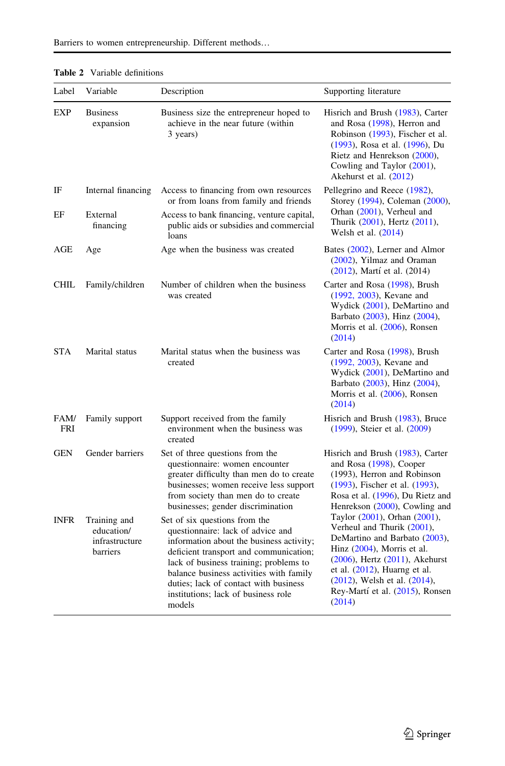**Table 2** Variable definitions

| Label | Variable | Description | Supporting literature |
|---|---|---|---|
| EXP | Business expansion | Business size the entrepreneur hoped to achieve in the near future (within 3 years) | Hisrich and Brush (1983), Carter and Rosa (1998), Herron and Robinson (1993), Fischer et al. (1993), Rosa et al. (1996), Du Rietz and Henrekson (2000), Cowling and Taylor (2001), Akehurst et al. (2012) |
| IF | Internal financing | Access to financing from own resources or from loans from family and friends | Pellegrino and Reece (1982), Storey (1994), Coleman (2000), Orhan (2001), Verheul and Thurik (2001), Hertz (2011), Welsh et al. (2014) |
| EF | External financing | Access to bank financing, venture capital, public aids or subsidies and commercial loans | |
| AGE | Age | Age when the business was created | Bates (2002), Lerner and Almor (2002), Yilmaz and Oraman (2012), Martí et al. (2014) |
| CHIL | Family/children | Number of children when the business was created | Carter and Rosa (1998), Brush (1992, 2003), Kevane and Wydick (2001), DeMartino and Barbato (2003), Hinz (2004), Morris et al. (2006), Ronsen (2014) |
| STA | Marital status | Marital status when the business was created | Carter and Rosa (1998), Brush (1992, 2003), Kevane and Wydick (2001), DeMartino and Barbato (2003), Hinz (2004), Morris et al. (2006), Ronsen (2014) |
| FAM/FRI | Family support | Support received from the family environment when the business was created | Hisrich and Brush (1983), Bruce (1999), Steier et al. (2009) |
| GEN | Gender barriers | Set of three questions from the questionnaire: women encounter greater difficulty than men do to create businesses; women receive less support from society than men do to create businesses; gender discrimination | Hisrich and Brush (1983), Carter and Rosa (1998), Cooper (1993), Herron and Robinson (1993), Fischer et al. (1993), Rosa et al. (1996), Du Rietz and Henrekson (2000), Cowling and Taylor (2001), Orhan (2001), Verheul and Thurik (2001), DeMartino and Barbato (2003), Hinz (2004), Morris et al. (2006), Hertz (2011), Akehurst et al. (2012), Huarng et al. (2012), Welsh et al. (2014), Rey-Martí et al. (2015), Ronsen (2014) |
| INFR | Training and education/ infrastructure barriers | Set of six questions from the questionnaire: lack of advice and information about the business activity; deficient transport and communication; lack of business training; problems to balance business activities with family duties; lack of contact with business institutions; lack of business role models | |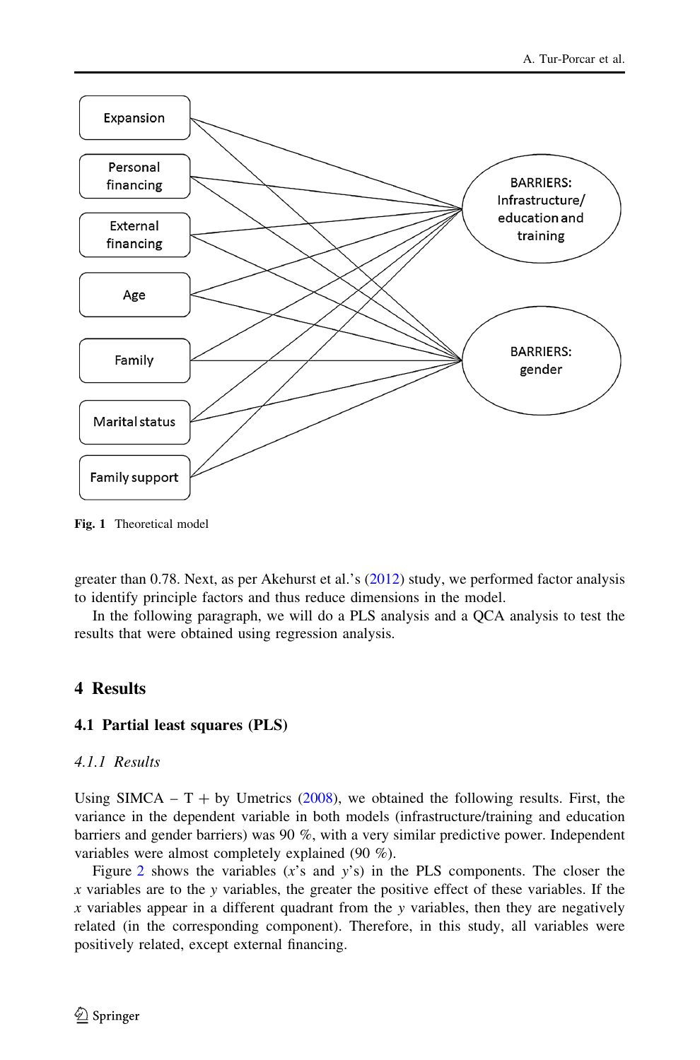Fig. 1 Theoretical model

greater than 0.78. Next, as per Akehurst et al.'s (2012) study, we performed factor analysis to identify principle factors and thus reduce dimensions in the model.

In the following paragraph, we will do a PLS analysis and a QCA analysis to test the results that were obtained using regression analysis.

## 4 Results

### 4.1 Partial least squares (PLS)

#### *4.1.1 Results*

Using SIMCA – T + by Umetrics (2008), we obtained the following results. First, the variance in the dependent variable in both models (infrastructure/training and education barriers and gender barriers) was 90 %, with a very similar predictive power. Independent variables were almost completely explained (90 %).

Figure 2 shows the variables ($x$'s and $y$'s) in the PLS components. The closer the $x$ variables are to the $y$ variables, the greater the positive effect of these variables. If the $x$ variables appear in a different quadrant from the $y$ variables, then they are negatively related (in the corresponding component). Therefore, in this study, all variables were positively related, except external financing.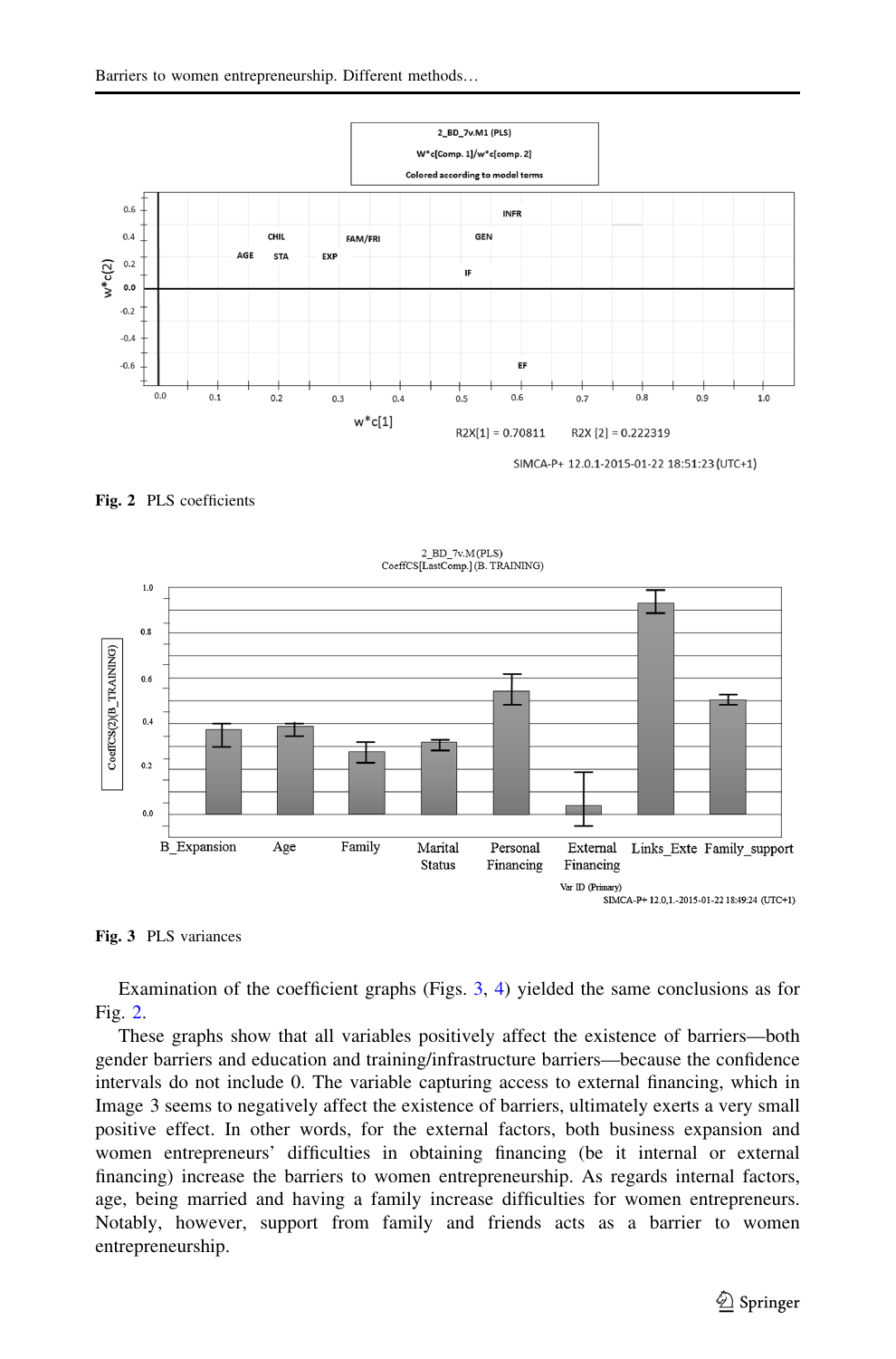Fig. 2 PLS coefficients

Fig. 3 PLS variances

Examination of the coefficient graphs (Figs. 3, 4) yielded the same conclusions as for Fig. 2.

These graphs show that all variables positively affect the existence of barriers—both gender barriers and education and training/infrastructure barriers—because the confidence intervals do not include 0. The variable capturing access to external financing, which in Image 3 seems to negatively affect the existence of barriers, ultimately exerts a very small positive effect. In other words, for the external factors, both business expansion and women entrepreneurs' difficulties in obtaining financing (be it internal or external financing) increase the barriers to women entrepreneurship. As regards internal factors, age, being married and having a family increase difficulties for women entrepreneurs. Notably, however, support from family and friends acts as a barrier to women entrepreneurship.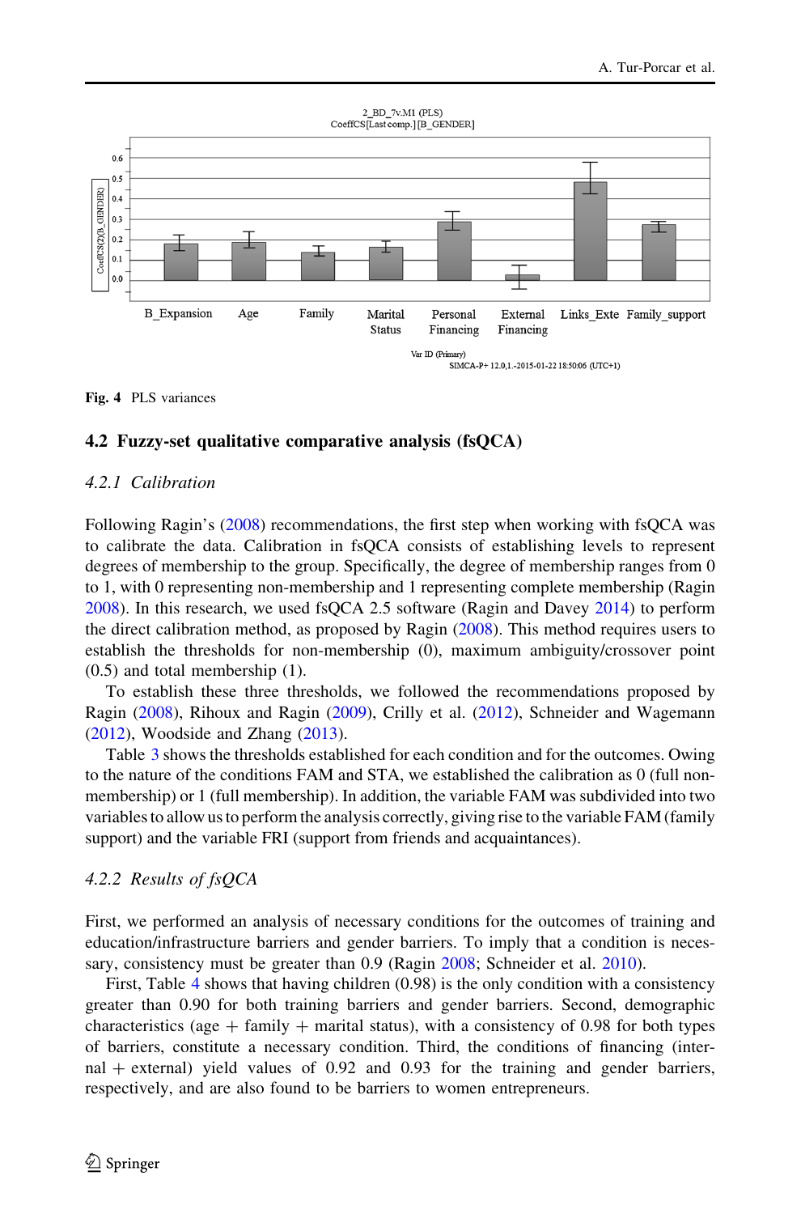Fig. 4 PLS variances

## 4.2 Fuzzy-set qualitative comparative analysis (fsQCA)

### 4.2.1 Calibration

Following Ragin's (2008) recommendations, the first step when working with fsQCA was to calibrate the data. Calibration in fsQCA consists of establishing levels to represent degrees of membership to the group. Specifically, the degree of membership ranges from 0 to 1, with 0 representing non-membership and 1 representing complete membership (Ragin 2008). In this research, we used fsQCA 2.5 software (Ragin and Davey 2014) to perform the direct calibration method, as proposed by Ragin (2008). This method requires users to establish the thresholds for non-membership (0), maximum ambiguity/crossover point (0.5) and total membership (1).

To establish these three thresholds, we followed the recommendations proposed by Ragin (2008), Rihoux and Ragin (2009), Crilly et al. (2012), Schneider and Wagemann (2012), Woodside and Zhang (2013).

Table 3 shows the thresholds established for each condition and for the outcomes. Owing to the nature of the conditions FAM and STA, we established the calibration as 0 (full non-membership) or 1 (full membership). In addition, the variable FAM was subdivided into two variables to allow us to perform the analysis correctly, giving rise to the variable FAM (family support) and the variable FRI (support from friends and acquaintances).

### 4.2.2 Results of fsQCA

First, we performed an analysis of necessary conditions for the outcomes of training and education/infrastructure barriers and gender barriers. To imply that a condition is necessary, consistency must be greater than 0.9 (Ragin 2008; Schneider et al. 2010).

First, Table 4 shows that having children (0.98) is the only condition with a consistency greater than 0.90 for both training barriers and gender barriers. Second, demographic characteristics (age + family + marital status), with a consistency of 0.98 for both types of barriers, constitute a necessary condition. Third, the conditions of financing (internal + external) yield values of 0.92 and 0.93 for the training and gender barriers, respectively, and are also found to be barriers to women entrepreneurs.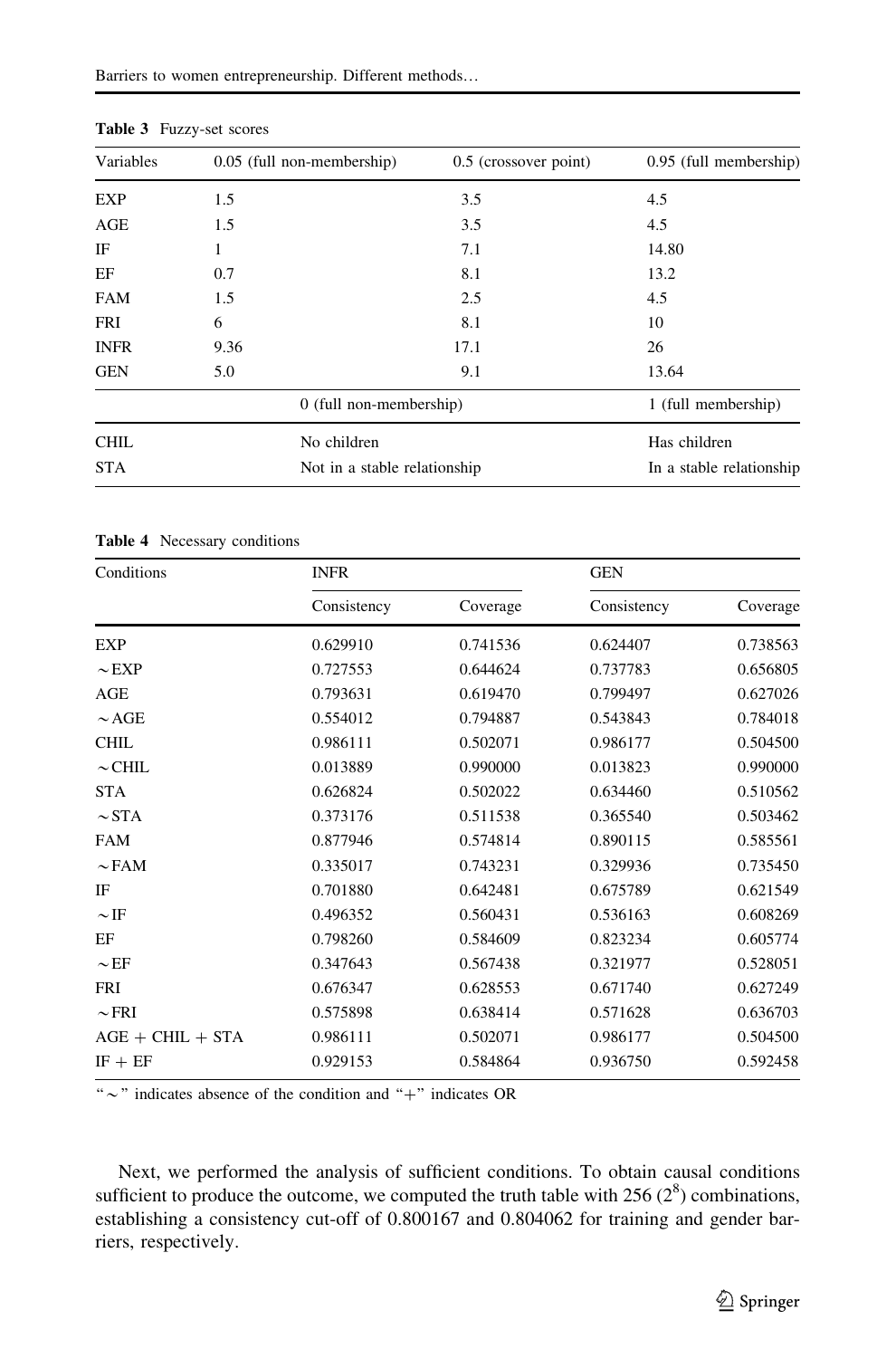**Table 3** Fuzzy-set scores

| Variables | 0.05 (full non-membership) | 0.5 (crossover point) | 0.95 (full membership) |
|---|---|---|---|
| EXP | 1.5 | 3.5 | 4.5 |
| AGE | 1.5 | 3.5 | 4.5 |
| IF | 1 | 7.1 | 14.80 |
| EF | 0.7 | 8.1 | 13.2 |
| FAM | 1.5 | 2.5 | 4.5 |
| FRI | 6 | 8.1 | 10 |
| INFR | 9.36 | 17.1 | 26 |
| GEN | 5.0 | 9.1 | 13.64 |
| | 0 (full non-membership) | | 1 (full membership) |
| CHIL | No children | | Has children |
| STA | Not in a stable relationship | | In a stable relationship |

**Table 4** Necessary conditions

| Conditions | INFR | | GEN | |
|---|---|---|---|---|
| | Consistency | Coverage | Consistency | Coverage |
| EXP | 0.629910 | 0.741536 | 0.624407 | 0.738563 |
| ~EXP | 0.727553 | 0.644624 | 0.737783 | 0.656805 |
| AGE | 0.793631 | 0.619470 | 0.799497 | 0.627026 |
| ~AGE | 0.554012 | 0.794887 | 0.543843 | 0.784018 |
| CHIL | 0.986111 | 0.502071 | 0.986177 | 0.504500 |
| ~CHIL | 0.013889 | 0.990000 | 0.013823 | 0.990000 |
| STA | 0.626824 | 0.502022 | 0.634460 | 0.510562 |
| ~STA | 0.373176 | 0.511538 | 0.365540 | 0.503462 |
| FAM | 0.877946 | 0.574814 | 0.890115 | 0.585561 |
| ~FAM | 0.335017 | 0.743231 | 0.329936 | 0.735450 |
| IF | 0.701880 | 0.642481 | 0.675789 | 0.621549 |
| ~IF | 0.496352 | 0.560431 | 0.536163 | 0.608269 |
| EF | 0.798260 | 0.584609 | 0.823234 | 0.605774 |
| ~EF | 0.347643 | 0.567438 | 0.321977 | 0.528051 |
| FRI | 0.676347 | 0.628553 | 0.671740 | 0.627249 |
| ~FRI | 0.575898 | 0.638414 | 0.571628 | 0.636703 |
| AGE + CHIL + STA | 0.986111 | 0.502071 | 0.986177 | 0.504500 |
| IF + EF | 0.929153 | 0.584864 | 0.936750 | 0.592458 |

"~" indicates absence of the condition and "+" indicates OR

Next, we performed the analysis of sufficient conditions. To obtain causal conditions sufficient to produce the outcome, we computed the truth table with 256 ($2^8$) combinations, establishing a consistency cut-off of 0.800167 and 0.804062 for training and gender barriers, respectively.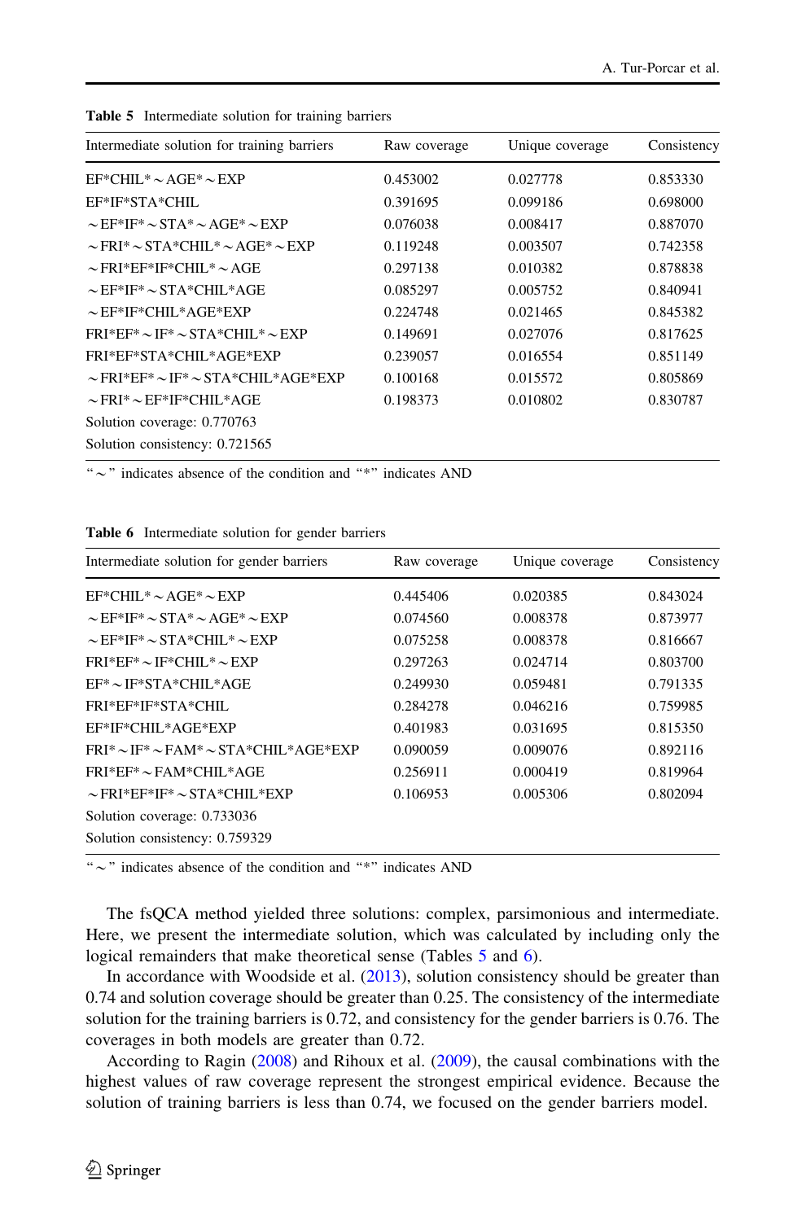**Table 5** Intermediate solution for training barriers

| Intermediate solution for training barriers | Raw coverage | Unique coverage | Consistency |
|---|---|---|---|
| EF*CHIL*~AGE*~EXP | 0.453002 | 0.027778 | 0.853330 |
| EF*IF*STA*CHIL | 0.391695 | 0.099186 | 0.698000 |
| ~EF*IF*~STA*~AGE*~EXP | 0.076038 | 0.008417 | 0.887070 |
| ~FRI*~STA*CHIL*~AGE*~EXP | 0.119248 | 0.003507 | 0.742358 |
| ~FRI*EF*IF*CHIL*~AGE | 0.297138 | 0.010382 | 0.878838 |
| ~EF*IF*~STA*CHIL*AGE | 0.085297 | 0.005752 | 0.840941 |
| ~EF*IF*CHIL*AGE*EXP | 0.224748 | 0.021465 | 0.845382 |
| FRI*EF*~IF*~STA*CHIL*~EXP | 0.149691 | 0.027076 | 0.817625 |
| FRI*EF*STA*CHIL*AGE*EXP | 0.239057 | 0.016554 | 0.851149 |
| ~FRI*EF*~IF*~STA*CHIL*AGE*EXP | 0.100168 | 0.015572 | 0.805869 |
| ~FRI*~EF*IF*CHIL*AGE | 0.198373 | 0.010802 | 0.830787 |
| Solution coverage: 0.770763 | | | |
| Solution consistency: 0.721565 | | | |

"~" indicates absence of the condition and "*" indicates AND

**Table 6** Intermediate solution for gender barriers

| Intermediate solution for gender barriers | Raw coverage | Unique coverage | Consistency |
|---|---|---|---|
| EF*CHIL*~AGE*~EXP | 0.445406 | 0.020385 | 0.843024 |
| ~EF*IF*~STA*~AGE*~EXP | 0.074560 | 0.008378 | 0.873977 |
| ~EF*IF*~STA*CHIL*~EXP | 0.075258 | 0.008378 | 0.816667 |
| FRI*EF*~IF*CHIL*~EXP | 0.297263 | 0.024714 | 0.803700 |
| EF*~IF*STA*CHIL*AGE | 0.249930 | 0.059481 | 0.791335 |
| FRI*EF*IF*STA*CHIL | 0.284278 | 0.046216 | 0.759985 |
| EF*IF*CHIL*AGE*EXP | 0.401983 | 0.031695 | 0.815350 |
| FRI*~IF*~FAM*~STA*CHIL*AGE*EXP | 0.090059 | 0.009076 | 0.892116 |
| FRI*EF*~FAM*CHIL*AGE | 0.256911 | 0.000419 | 0.819964 |
| ~FRI*EF*IF*~STA*CHIL*EXP | 0.106953 | 0.005306 | 0.802094 |
| Solution coverage: 0.733036 | | | |
| Solution consistency: 0.759329 | | | |

"~" indicates absence of the condition and "*" indicates AND

The fsQCA method yielded three solutions: complex, parsimonious and intermediate. Here, we present the intermediate solution, which was calculated by including only the logical remainders that make theoretical sense (Tables 5 and 6).

In accordance with Woodside et al. (2013), solution consistency should be greater than 0.74 and solution coverage should be greater than 0.25. The consistency of the intermediate solution for the training barriers is 0.72, and consistency for the gender barriers is 0.76. The coverages in both models are greater than 0.72.

According to Ragin (2008) and Rihoux et al. (2009), the causal combinations with the highest values of raw coverage represent the strongest empirical evidence. Because the solution of training barriers is less than 0.74, we focused on the gender barriers model.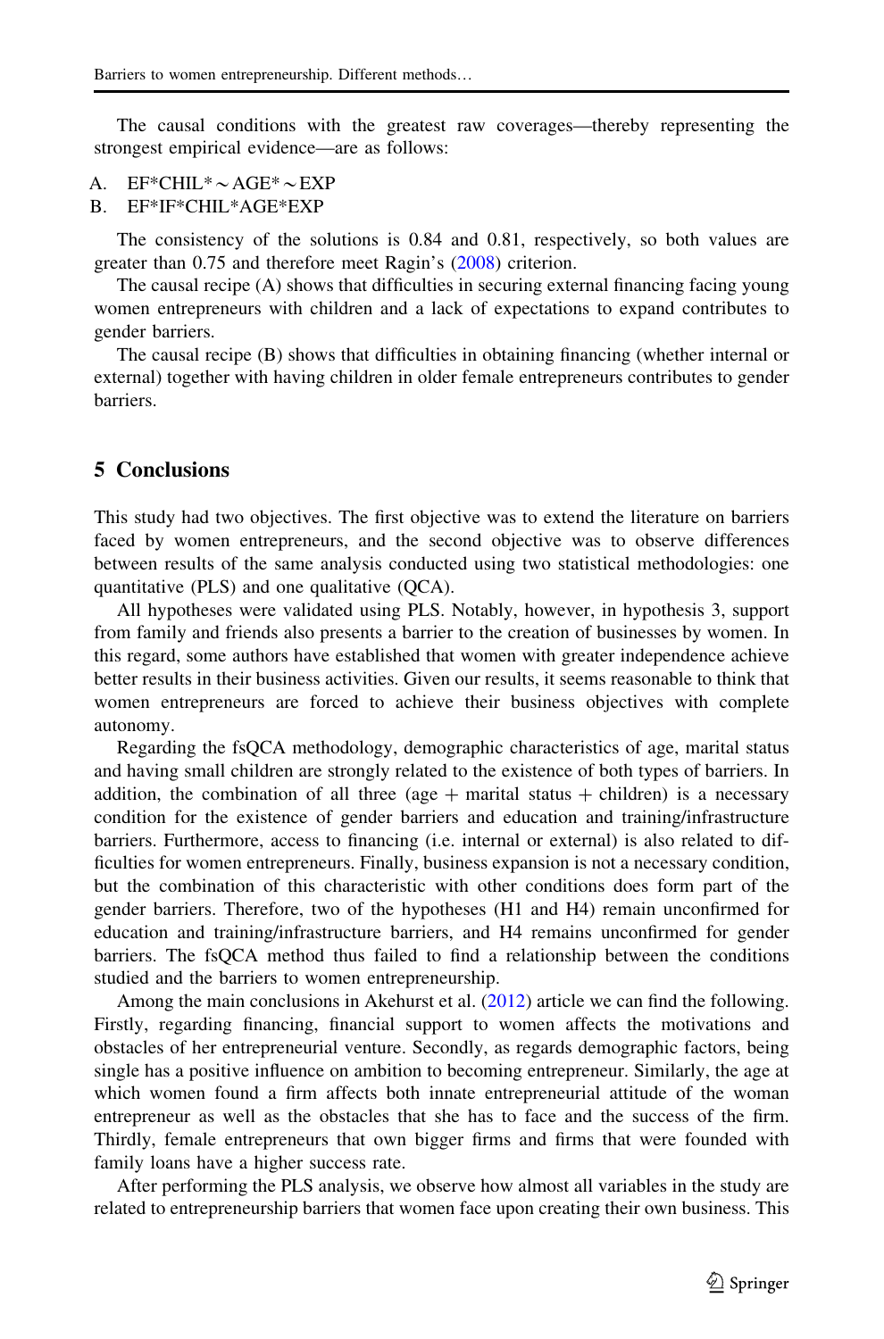The causal conditions with the greatest raw coverages—thereby representing the strongest empirical evidence—are as follows:

A. EF*CHIL*∼AGE*∼EXP
B. EF*IF*CHIL*AGE*EXP

The consistency of the solutions is 0.84 and 0.81, respectively, so both values are greater than 0.75 and therefore meet Ragin's (2008) criterion.

The causal recipe (A) shows that difficulties in securing external financing facing young women entrepreneurs with children and a lack of expectations to expand contributes to gender barriers.

The causal recipe (B) shows that difficulties in obtaining financing (whether internal or external) together with having children in older female entrepreneurs contributes to gender barriers.

## 5 Conclusions

This study had two objectives. The first objective was to extend the literature on barriers faced by women entrepreneurs, and the second objective was to observe differences between results of the same analysis conducted using two statistical methodologies: one quantitative (PLS) and one qualitative (QCA).

All hypotheses were validated using PLS. Notably, however, in hypothesis 3, support from family and friends also presents a barrier to the creation of businesses by women. In this regard, some authors have established that women with greater independence achieve better results in their business activities. Given our results, it seems reasonable to think that women entrepreneurs are forced to achieve their business objectives with complete autonomy.

Regarding the fsQCA methodology, demographic characteristics of age, marital status and having small children are strongly related to the existence of both types of barriers. In addition, the combination of all three (age + marital status + children) is a necessary condition for the existence of gender barriers and education and training/infrastructure barriers. Furthermore, access to financing (i.e. internal or external) is also related to difficulties for women entrepreneurs. Finally, business expansion is not a necessary condition, but the combination of this characteristic with other conditions does form part of the gender barriers. Therefore, two of the hypotheses (H1 and H4) remain unconfirmed for education and training/infrastructure barriers, and H4 remains unconfirmed for gender barriers. The fsQCA method thus failed to find a relationship between the conditions studied and the barriers to women entrepreneurship.

Among the main conclusions in Akehurst et al. (2012) article we can find the following. Firstly, regarding financing, financial support to women affects the motivations and obstacles of her entrepreneurial venture. Secondly, as regards demographic factors, being single has a positive influence on ambition to becoming entrepreneur. Similarly, the age at which women found a firm affects both innate entrepreneurial attitude of the woman entrepreneur as well as the obstacles that she has to face and the success of the firm. Thirdly, female entrepreneurs that own bigger firms and firms that were founded with family loans have a higher success rate.

After performing the PLS analysis, we observe how almost all variables in the study are related to entrepreneurship barriers that women face upon creating their own business. This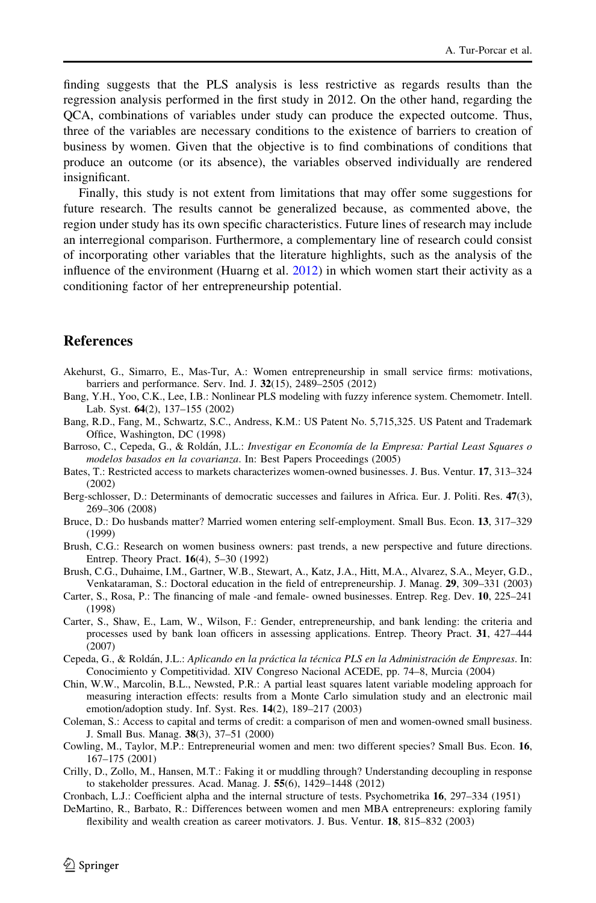finding suggests that the PLS analysis is less restrictive as regards results than the regression analysis performed in the first study in 2012. On the other hand, regarding the QCA, combinations of variables under study can produce the expected outcome. Thus, three of the variables are necessary conditions to the existence of barriers to creation of business by women. Given that the objective is to find combinations of conditions that produce an outcome (or its absence), the variables observed individually are rendered insignificant.

Finally, this study is not extent from limitations that may offer some suggestions for future research. The results cannot be generalized because, as commented above, the region under study has its own specific characteristics. Future lines of research may include an interregional comparison. Furthermore, a complementary line of research could consist of incorporating other variables that the literature highlights, such as the analysis of the influence of the environment (Huarng et al. 2012) in which women start their activity as a conditioning factor of her entrepreneurship potential.

## References

Akehurst, G., Simarro, E., Mas-Tur, A.: Women entrepreneurship in small service firms: motivations, barriers and performance. Serv. Ind. J. **32**(15), 2489–2505 (2012)

Bang, Y.H., Yoo, C.K., Lee, I.B.: Nonlinear PLS modeling with fuzzy inference system. Chemometr. Intell. Lab. Syst. **64**(2), 137–155 (2002)

Bang, R.D., Fang, M., Schwartz, S.C., Andress, K.M.: US Patent No. 5,715,325. US Patent and Trademark Office, Washington, DC (1998)

Barroso, C., Cepeda, G., & Roldán, J.L.: *Investigar en Economía de la Empresa: Partial Least Squares o modelos basados en la covarianza*. In: Best Papers Proceedings (2005)

Bates, T.: Restricted access to markets characterizes women-owned businesses. J. Bus. Ventur. **17**, 313–324 (2002)

Berg-schlosser, D.: Determinants of democratic successes and failures in Africa. Eur. J. Politi. Res. **47**(3), 269–306 (2008)

Bruce, D.: Do husbands matter? Married women entering self-employment. Small Bus. Econ. **13**, 317–329 (1999)

Brush, C.G.: Research on women business owners: past trends, a new perspective and future directions. Entrep. Theory Pract. **16**(4), 5–30 (1992)

Brush, C.G., Duhaime, I.M., Gartner, W.B., Stewart, A., Katz, J.A., Hitt, M.A., Alvarez, S.A., Meyer, G.D., Venkataraman, S.: Doctoral education in the field of entrepreneurship. J. Manag. **29**, 309–331 (2003)

Carter, S., Rosa, P.: The financing of male -and female- owned businesses. Entrep. Reg. Dev. **10**, 225–241 (1998)

Carter, S., Shaw, E., Lam, W., Wilson, F.: Gender, entrepreneurship, and bank lending: the criteria and processes used by bank loan officers in assessing applications. Entrep. Theory Pract. **31**, 427–444 (2007)

Cepeda, G., & Roldán, J.L.: *Aplicando en la práctica la técnica PLS en la Administración de Empresas*. In: Conocimiento y Competitividad. XIV Congreso Nacional ACEDE, pp. 74–8, Murcia (2004)

Chin, W.W., Marcolin, B.L., Newsted, P.R.: A partial least squares latent variable modeling approach for measuring interaction effects: results from a Monte Carlo simulation study and an electronic mail emotion/adoption study. Inf. Syst. Res. **14**(2), 189–217 (2003)

Coleman, S.: Access to capital and terms of credit: a comparison of men and women-owned small business. J. Small Bus. Manag. **38**(3), 37–51 (2000)

Cowling, M., Taylor, M.P.: Entrepreneurial women and men: two different species? Small Bus. Econ. **16**, 167–175 (2001)

Crilly, D., Zollo, M., Hansen, M.T.: Faking it or muddling through? Understanding decoupling in response to stakeholder pressures. Acad. Manag. J. **55**(6), 1429–1448 (2012)

Cronbach, L.J.: Coefficient alpha and the internal structure of tests. Psychometrika **16**, 297–334 (1951)

DeMartino, R., Barbato, R.: Differences between women and men MBA entrepreneurs: exploring family flexibility and wealth creation as career motivators. J. Bus. Ventur. **18**, 815–832 (2003)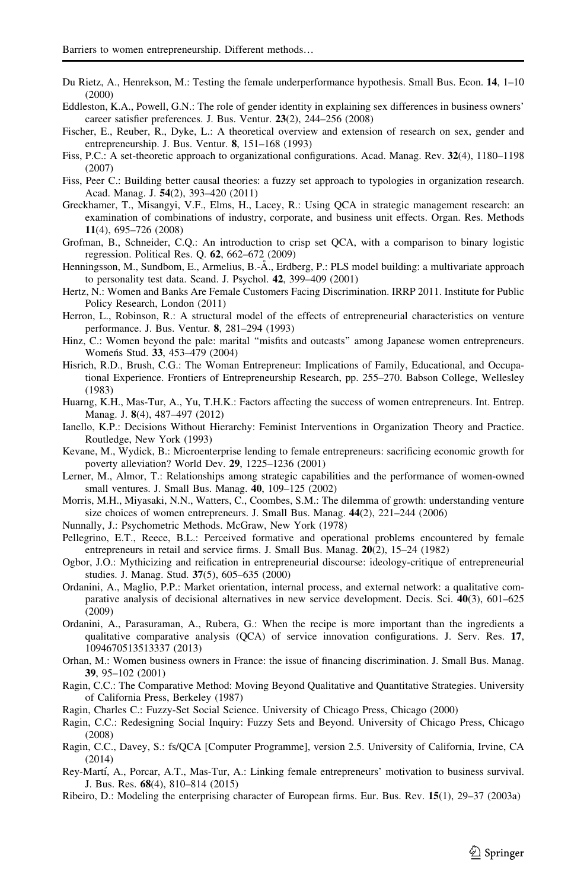Du Rietz, A., Henrekson, M.: Testing the female underperformance hypothesis. Small Bus. Econ. **14**, 1–10 (2000)

Eddleston, K.A., Powell, G.N.: The role of gender identity in explaining sex differences in business owners' career satisfier preferences. J. Bus. Ventur. **23**(2), 244–256 (2008)

Fischer, E., Reuber, R., Dyke, L.: A theoretical overview and extension of research on sex, gender and entrepreneurship. J. Bus. Ventur. **8**, 151–168 (1993)

Fiss, P.C.: A set-theoretic approach to organizational configurations. Acad. Manag. Rev. **32**(4), 1180–1198 (2007)

Fiss, Peer C.: Building better causal theories: a fuzzy set approach to typologies in organization research. Acad. Manag. J. **54**(2), 393–420 (2011)

Greckhamer, T., Misangyi, V.F., Elms, H., Lacey, R.: Using QCA in strategic management research: an examination of combinations of industry, corporate, and business unit effects. Organ. Res. Methods **11**(4), 695–726 (2008)

Grofman, B., Schneider, C.Q.: An introduction to crisp set QCA, with a comparison to binary logistic regression. Political Res. Q. **62**, 662–672 (2009)

Henningsson, M., Sundbom, E., Armelius, B.-Å., Erdberg, P.: PLS model building: a multivariate approach to personality test data. Scand. J. Psychol. **42**, 399–409 (2001)

Hertz, N.: Women and Banks Are Female Customers Facing Discrimination. IRRP 2011. Institute for Public Policy Research, London (2011)

Herron, L., Robinson, R.: A structural model of the effects of entrepreneurial characteristics on venture performance. J. Bus. Ventur. **8**, 281–294 (1993)

Hinz, C.: Women beyond the pale: marital "misfits and outcasts" among Japanese women entrepreneurs. Womeńs Stud. **33**, 453–479 (2004)

Hisrich, R.D., Brush, C.G.: The Woman Entrepreneur: Implications of Family, Educational, and Occupational Experience. Frontiers of Entrepreneurship Research, pp. 255–270. Babson College, Wellesley (1983)

Huarng, K.H., Mas-Tur, A., Yu, T.H.K.: Factors affecting the success of women entrepreneurs. Int. Entrep. Manag. J. **8**(4), 487–497 (2012)

Ianello, K.P.: Decisions Without Hierarchy: Feminist Interventions in Organization Theory and Practice. Routledge, New York (1993)

Kevane, M., Wydick, B.: Microenterprise lending to female entrepreneurs: sacrificing economic growth for poverty alleviation? World Dev. **29**, 1225–1236 (2001)

Lerner, M., Almor, T.: Relationships among strategic capabilities and the performance of women-owned small ventures. J. Small Bus. Manag. **40**, 109–125 (2002)

Morris, M.H., Miyasaki, N.N., Watters, C., Coombes, S.M.: The dilemma of growth: understanding venture size choices of women entrepreneurs. J. Small Bus. Manag. **44**(2), 221–244 (2006)

Nunnally, J.: Psychometric Methods. McGraw, New York (1978)

Pellegrino, E.T., Reece, B.L.: Perceived formative and operational problems encountered by female entrepreneurs in retail and service firms. J. Small Bus. Manag. **20**(2), 15–24 (1982)

Ogbor, J.O.: Mythicizing and reification in entrepreneurial discourse: ideology-critique of entrepreneurial studies. J. Manag. Stud. **37**(5), 605–635 (2000)

Ordanini, A., Maglio, P.P.: Market orientation, internal process, and external network: a qualitative comparative analysis of decisional alternatives in new service development. Decis. Sci. **40**(3), 601–625 (2009)

Ordanini, A., Parasuraman, A., Rubera, G.: When the recipe is more important than the ingredients a qualitative comparative analysis (QCA) of service innovation configurations. J. Serv. Res. **17**, 1094670513513337 (2013)

Orhan, M.: Women business owners in France: the issue of financing discrimination. J. Small Bus. Manag. **39**, 95–102 (2001)

Ragin, C.C.: The Comparative Method: Moving Beyond Qualitative and Quantitative Strategies. University of California Press, Berkeley (1987)

Ragin, Charles C.: Fuzzy-Set Social Science. University of Chicago Press, Chicago (2000)

Ragin, C.C.: Redesigning Social Inquiry: Fuzzy Sets and Beyond. University of Chicago Press, Chicago (2008)

Ragin, C.C., Davey, S.: fs/QCA [Computer Programme], version 2.5. University of California, Irvine, CA (2014)

Rey-Martí, A., Porcar, A.T., Mas-Tur, A.: Linking female entrepreneurs' motivation to business survival. J. Bus. Res. **68**(4), 810–814 (2015)

Ribeiro, D.: Modeling the enterprising character of European firms. Eur. Bus. Rev. **15**(1), 29–37 (2003a)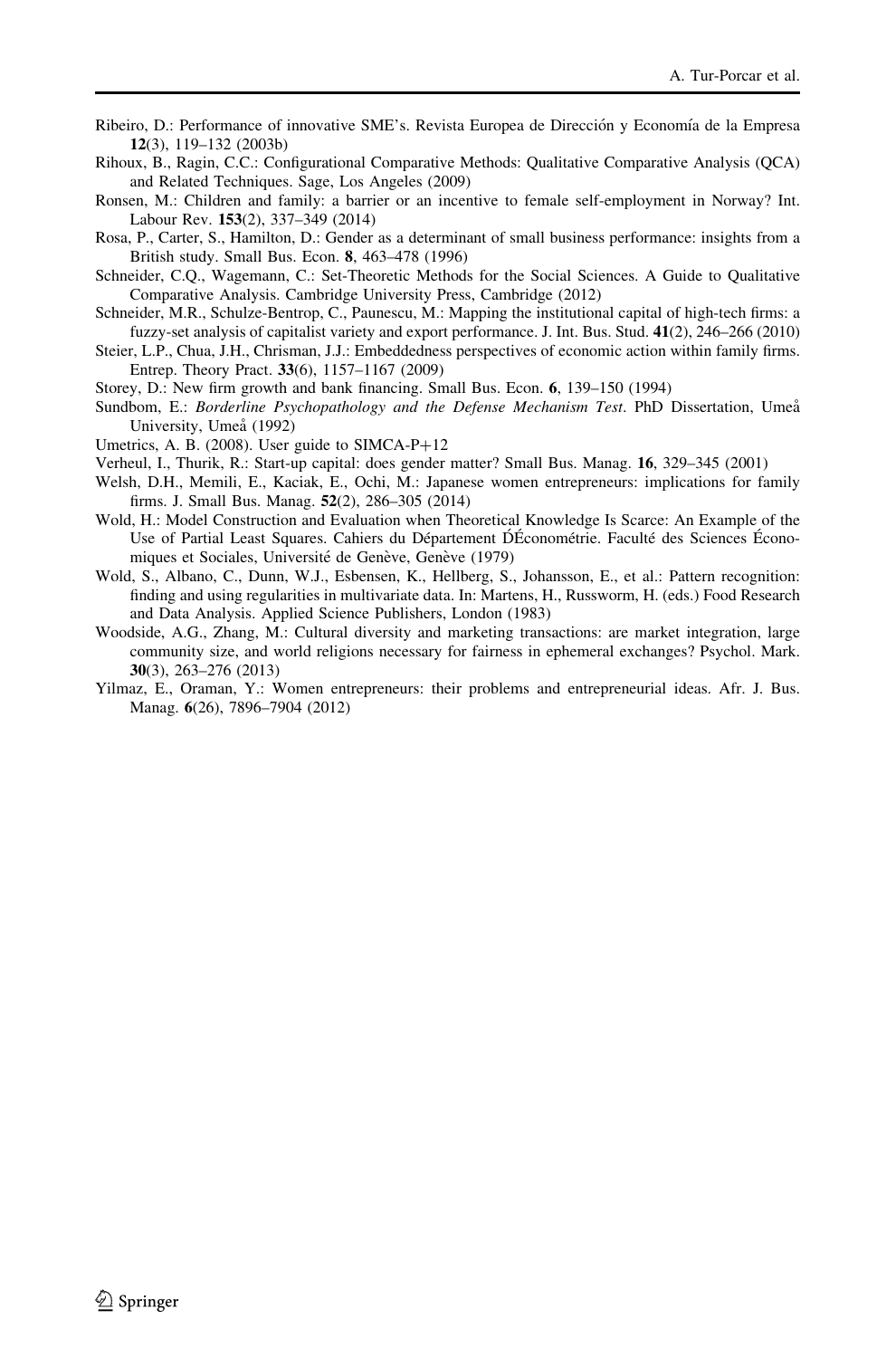Ribeiro, D.: Performance of innovative SME's. Revista Europea de Dirección y Economía de la Empresa **12**(3), 119–132 (2003b)

Rihoux, B., Ragin, C.C.: Configurational Comparative Methods: Qualitative Comparative Analysis (QCA) and Related Techniques. Sage, Los Angeles (2009)

Ronsen, M.: Children and family: a barrier or an incentive to female self-employment in Norway? Int. Labour Rev. **153**(2), 337–349 (2014)

Rosa, P., Carter, S., Hamilton, D.: Gender as a determinant of small business performance: insights from a British study. Small Bus. Econ. **8**, 463–478 (1996)

Schneider, C.Q., Wagemann, C.: Set-Theoretic Methods for the Social Sciences. A Guide to Qualitative Comparative Analysis. Cambridge University Press, Cambridge (2012)

Schneider, M.R., Schulze-Bentrop, C., Paunescu, M.: Mapping the institutional capital of high-tech firms: a fuzzy-set analysis of capitalist variety and export performance. J. Int. Bus. Stud. **41**(2), 246–266 (2010)

Steier, L.P., Chua, J.H., Chrisman, J.J.: Embeddedness perspectives of economic action within family firms. Entrep. Theory Pract. **33**(6), 1157–1167 (2009)

Storey, D.: New firm growth and bank financing. Small Bus. Econ. **6**, 139–150 (1994)

Sundbom, E.: *Borderline Psychopathology and the Defense Mechanism Test*. PhD Dissertation, Umeå University, Umeå (1992)

Umetrics, A. B. (2008). User guide to SIMCA-P+12

Verheul, I., Thurik, R.: Start-up capital: does gender matter? Small Bus. Manag. **16**, 329–345 (2001)

Welsh, D.H., Memili, E., Kaciak, E., Ochi, M.: Japanese women entrepreneurs: implications for family firms. J. Small Bus. Manag. **52**(2), 286–305 (2014)

Wold, H.: Model Construction and Evaluation when Theoretical Knowledge Is Scarce: An Example of the Use of Partial Least Squares. Cahiers du Département ĎÉconométrie. Faculté des Sciences Économiques et Sociales, Université de Genève, Genève (1979)

Wold, S., Albano, C., Dunn, W.J., Esbensen, K., Hellberg, S., Johansson, E., et al.: Pattern recognition: finding and using regularities in multivariate data. In: Martens, H., Russworm, H. (eds.) Food Research and Data Analysis. Applied Science Publishers, London (1983)

Woodside, A.G., Zhang, M.: Cultural diversity and marketing transactions: are market integration, large community size, and world religions necessary for fairness in ephemeral exchanges? Psychol. Mark. **30**(3), 263–276 (2013)

Yilmaz, E., Oraman, Y.: Women entrepreneurs: their problems and entrepreneurial ideas. Afr. J. Bus. Manag. **6**(26), 7896–7904 (2012)